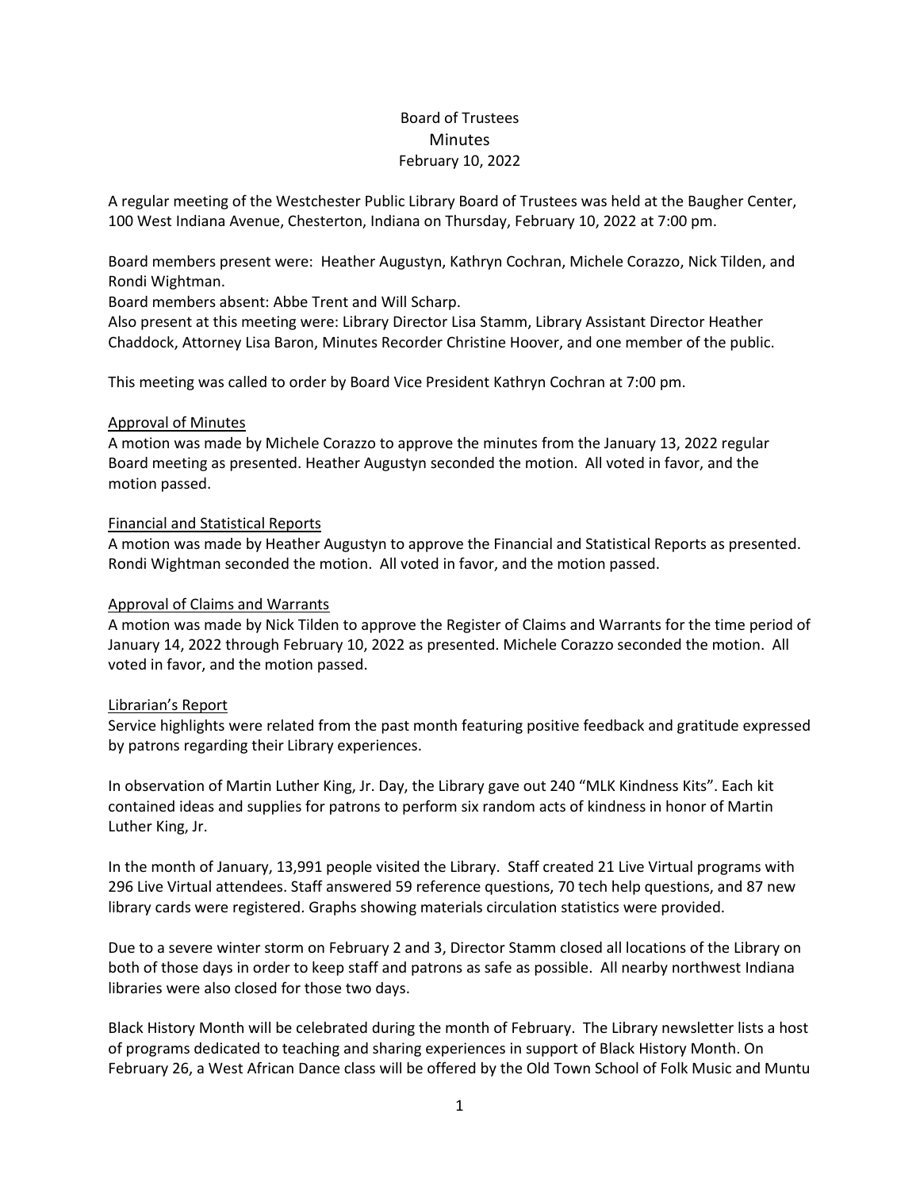# Board of Trustees
## Minutes
### February 10, 2022

A regular meeting of the Westchester Public Library Board of Trustees was held at the Baugher Center, 100 West Indiana Avenue, Chesterton, Indiana on Thursday, February 10, 2022 at 7:00 pm.

Board members present were: Heather Augustyn, Kathryn Cochran, Michele Corazzo, Nick Tilden, and Rondi Wightman.
Board members absent: Abbe Trent and Will Scharp.
Also present at this meeting were: Library Director Lisa Stamm, Library Assistant Director Heather Chaddock, Attorney Lisa Baron, Minutes Recorder Christine Hoover, and one member of the public.

This meeting was called to order by Board Vice President Kathryn Cochran at 7:00 pm.

Approval of Minutes

A motion was made by Michele Corazzo to approve the minutes from the January 13, 2022 regular Board meeting as presented. Heather Augustyn seconded the motion. All voted in favor, and the motion passed.

Financial and Statistical Reports

A motion was made by Heather Augustyn to approve the Financial and Statistical Reports as presented. Rondi Wightman seconded the motion. All voted in favor, and the motion passed.

Approval of Claims and Warrants

A motion was made by Nick Tilden to approve the Register of Claims and Warrants for the time period of January 14, 2022 through February 10, 2022 as presented. Michele Corazzo seconded the motion. All voted in favor, and the motion passed.

Librarian's Report

Service highlights were related from the past month featuring positive feedback and gratitude expressed by patrons regarding their Library experiences.

In observation of Martin Luther King, Jr. Day, the Library gave out 240 "MLK Kindness Kits". Each kit contained ideas and supplies for patrons to perform six random acts of kindness in honor of Martin Luther King, Jr.

In the month of January, 13,991 people visited the Library. Staff created 21 Live Virtual programs with 296 Live Virtual attendees. Staff answered 59 reference questions, 70 tech help questions, and 87 new library cards were registered. Graphs showing materials circulation statistics were provided.

Due to a severe winter storm on February 2 and 3, Director Stamm closed all locations of the Library on both of those days in order to keep staff and patrons as safe as possible. All nearby northwest Indiana libraries were also closed for those two days.

Black History Month will be celebrated during the month of February. The Library newsletter lists a host of programs dedicated to teaching and sharing experiences in support of Black History Month. On February 26, a West African Dance class will be offered by the Old Town School of Folk Music and Muntu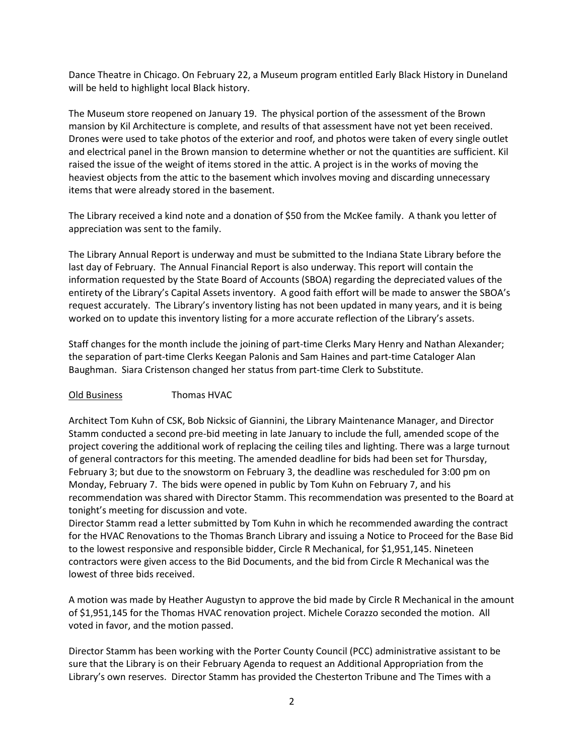Dance Theatre in Chicago. On February 22, a Museum program entitled Early Black History in Duneland will be held to highlight local Black history.

The Museum store reopened on January 19. The physical portion of the assessment of the Brown mansion by Kil Architecture is complete, and results of that assessment have not yet been received. Drones were used to take photos of the exterior and roof, and photos were taken of every single outlet and electrical panel in the Brown mansion to determine whether or not the quantities are sufficient. Kil raised the issue of the weight of items stored in the attic. A project is in the works of moving the heaviest objects from the attic to the basement which involves moving and discarding unnecessary items that were already stored in the basement.

The Library received a kind note and a donation of $50 from the McKee family. A thank you letter of appreciation was sent to the family.

The Library Annual Report is underway and must be submitted to the Indiana State Library before the last day of February. The Annual Financial Report is also underway. This report will contain the information requested by the State Board of Accounts (SBOA) regarding the depreciated values of the entirety of the Library's Capital Assets inventory. A good faith effort will be made to answer the SBOA's request accurately. The Library's inventory listing has not been updated in many years, and it is being worked on to update this inventory listing for a more accurate reflection of the Library's assets.

Staff changes for the month include the joining of part-time Clerks Mary Henry and Nathan Alexander; the separation of part-time Clerks Keegan Palonis and Sam Haines and part-time Cataloger Alan Baughman. Siara Cristenson changed her status from part-time Clerk to Substitute.

Old Business Thomas HVAC

Architect Tom Kuhn of CSK, Bob Nicksic of Giannini, the Library Maintenance Manager, and Director Stamm conducted a second pre-bid meeting in late January to include the full, amended scope of the project covering the additional work of replacing the ceiling tiles and lighting. There was a large turnout of general contractors for this meeting. The amended deadline for bids had been set for Thursday, February 3; but due to the snowstorm on February 3, the deadline was rescheduled for 3:00 pm on Monday, February 7. The bids were opened in public by Tom Kuhn on February 7, and his recommendation was shared with Director Stamm. This recommendation was presented to the Board at tonight's meeting for discussion and vote.

Director Stamm read a letter submitted by Tom Kuhn in which he recommended awarding the contract for the HVAC Renovations to the Thomas Branch Library and issuing a Notice to Proceed for the Base Bid to the lowest responsive and responsible bidder, Circle R Mechanical, for $1,951,145. Nineteen contractors were given access to the Bid Documents, and the bid from Circle R Mechanical was the lowest of three bids received.

A motion was made by Heather Augustyn to approve the bid made by Circle R Mechanical in the amount of $1,951,145 for the Thomas HVAC renovation project. Michele Corazzo seconded the motion. All voted in favor, and the motion passed.

Director Stamm has been working with the Porter County Council (PCC) administrative assistant to be sure that the Library is on their February Agenda to request an Additional Appropriation from the Library's own reserves. Director Stamm has provided the Chesterton Tribune and The Times with a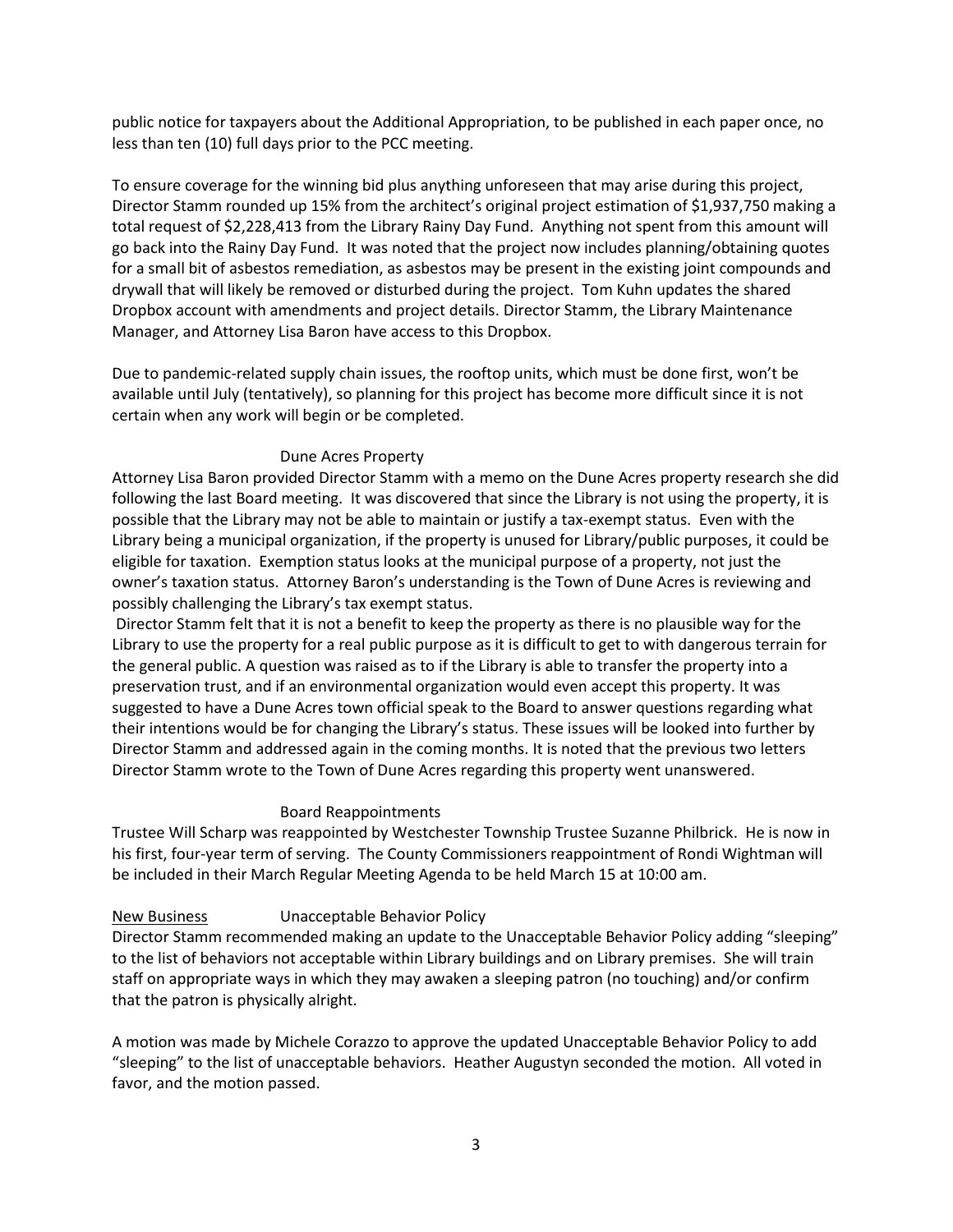public notice for taxpayers about the Additional Appropriation, to be published in each paper once, no less than ten (10) full days prior to the PCC meeting.

To ensure coverage for the winning bid plus anything unforeseen that may arise during this project, Director Stamm rounded up 15% from the architect's original project estimation of $1,937,750 making a total request of $2,228,413 from the Library Rainy Day Fund. Anything not spent from this amount will go back into the Rainy Day Fund. It was noted that the project now includes planning/obtaining quotes for a small bit of asbestos remediation, as asbestos may be present in the existing joint compounds and drywall that will likely be removed or disturbed during the project. Tom Kuhn updates the shared Dropbox account with amendments and project details. Director Stamm, the Library Maintenance Manager, and Attorney Lisa Baron have access to this Dropbox.

Due to pandemic-related supply chain issues, the rooftop units, which must be done first, won't be available until July (tentatively), so planning for this project has become more difficult since it is not certain when any work will begin or be completed.

Dune Acres Property

Attorney Lisa Baron provided Director Stamm with a memo on the Dune Acres property research she did following the last Board meeting. It was discovered that since the Library is not using the property, it is possible that the Library may not be able to maintain or justify a tax-exempt status. Even with the Library being a municipal organization, if the property is unused for Library/public purposes, it could be eligible for taxation. Exemption status looks at the municipal purpose of a property, not just the owner's taxation status. Attorney Baron's understanding is the Town of Dune Acres is reviewing and possibly challenging the Library's tax exempt status.

Director Stamm felt that it is not a benefit to keep the property as there is no plausible way for the Library to use the property for a real public purpose as it is difficult to get to with dangerous terrain for the general public. A question was raised as to if the Library is able to transfer the property into a preservation trust, and if an environmental organization would even accept this property. It was suggested to have a Dune Acres town official speak to the Board to answer questions regarding what their intentions would be for changing the Library's status. These issues will be looked into further by Director Stamm and addressed again in the coming months. It is noted that the previous two letters Director Stamm wrote to the Town of Dune Acres regarding this property went unanswered.

Board Reappointments

Trustee Will Scharp was reappointed by Westchester Township Trustee Suzanne Philbrick. He is now in his first, four-year term of serving. The County Commissioners reappointment of Rondi Wightman will be included in their March Regular Meeting Agenda to be held March 15 at 10:00 am.

New Business Unacceptable Behavior Policy

Director Stamm recommended making an update to the Unacceptable Behavior Policy adding "sleeping" to the list of behaviors not acceptable within Library buildings and on Library premises. She will train staff on appropriate ways in which they may awaken a sleeping patron (no touching) and/or confirm that the patron is physically alright.

A motion was made by Michele Corazzo to approve the updated Unacceptable Behavior Policy to add "sleeping" to the list of unacceptable behaviors. Heather Augustyn seconded the motion. All voted in favor, and the motion passed.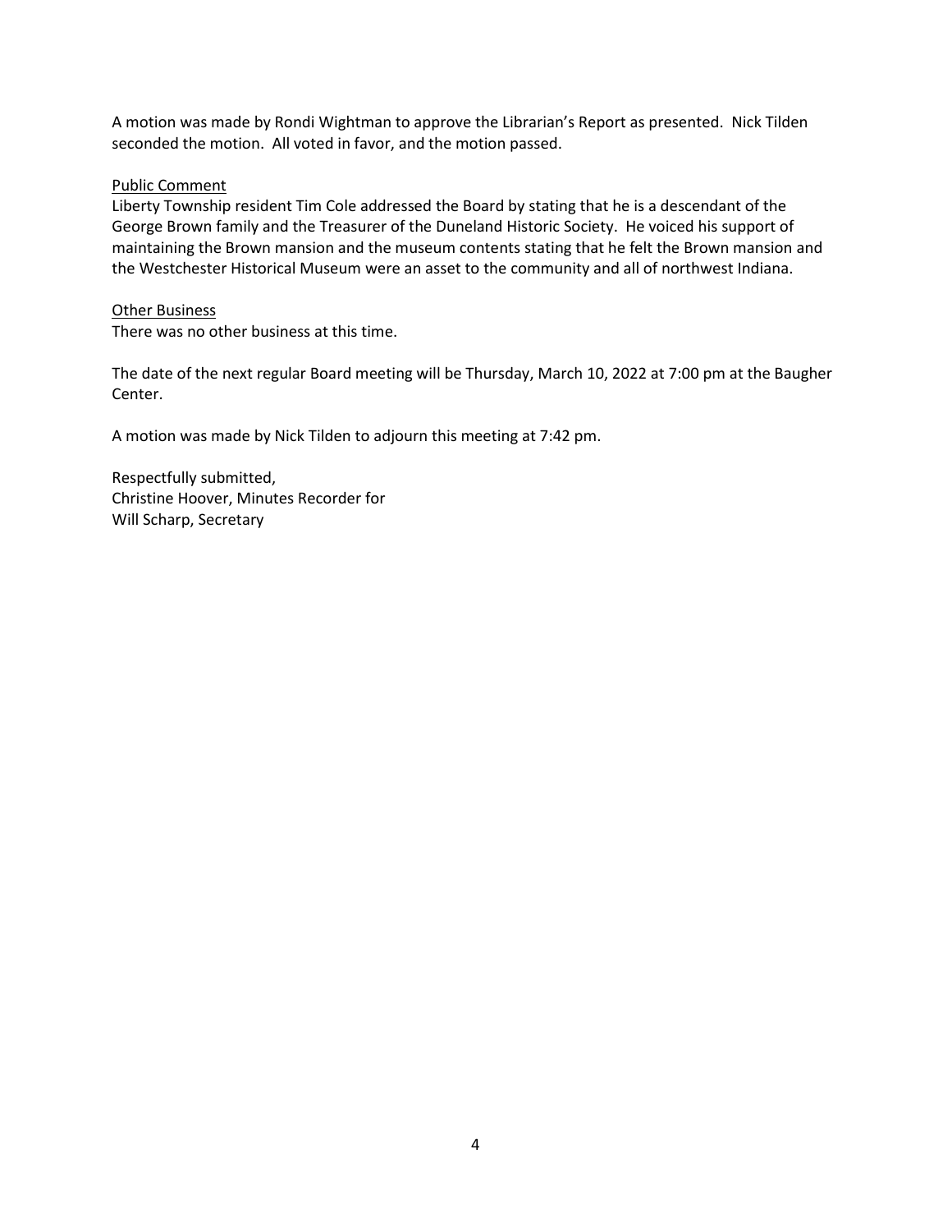A motion was made by Rondi Wightman to approve the Librarian's Report as presented. Nick Tilden seconded the motion. All voted in favor, and the motion passed.

<u>Public Comment</u>

Liberty Township resident Tim Cole addressed the Board by stating that he is a descendant of the George Brown family and the Treasurer of the Duneland Historic Society. He voiced his support of maintaining the Brown mansion and the museum contents stating that he felt the Brown mansion and the Westchester Historical Museum were an asset to the community and all of northwest Indiana.

<u>Other Business</u>

There was no other business at this time.

The date of the next regular Board meeting will be Thursday, March 10, 2022 at 7:00 pm at the Baugher Center.

A motion was made by Nick Tilden to adjourn this meeting at 7:42 pm.

Respectfully submitted,
Christine Hoover, Minutes Recorder for
Will Scharp, Secretary